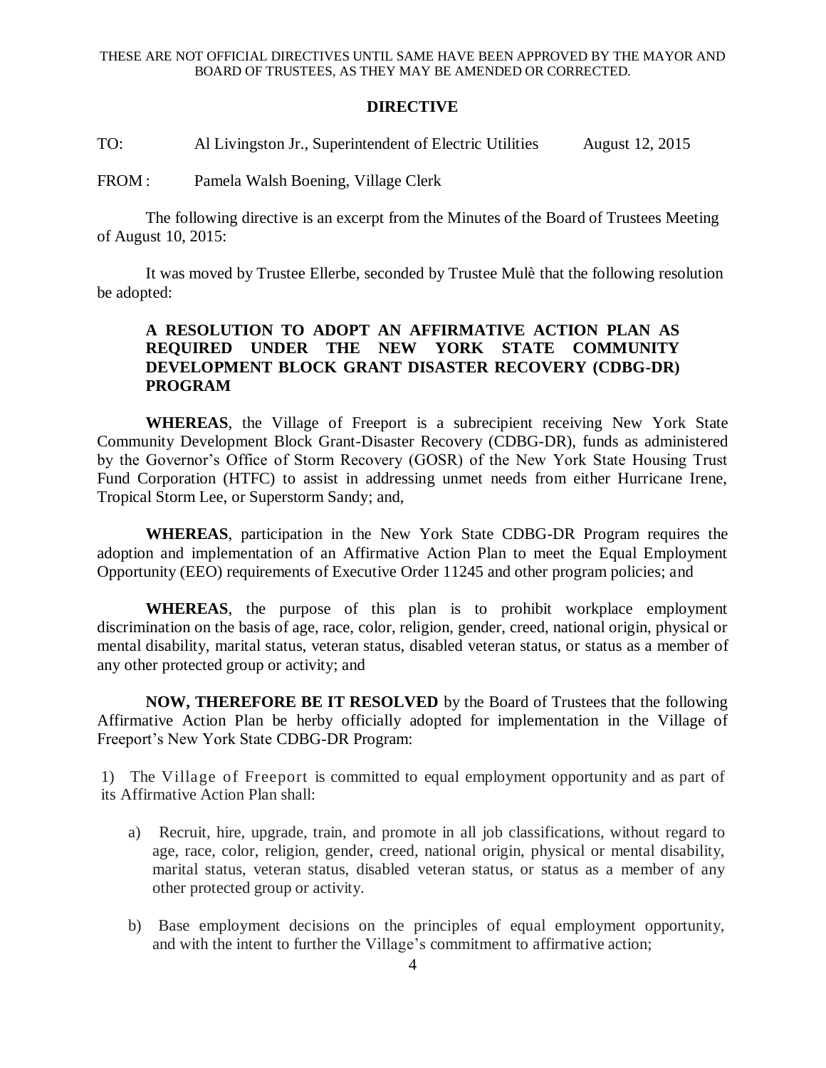THESE ARE NOT OFFICIAL DIRECTIVES UNTIL SAME HAVE BEEN APPROVED BY THE MAYOR AND BOARD OF TRUSTEES, AS THEY MAY BE AMENDED OR CORRECTED.

## DIRECTIVE

TO: Al Livingston Jr., Superintendent of Electric Utilities August 12, 2015

FROM : Pamela Walsh Boening, Village Clerk

The following directive is an excerpt from the Minutes of the Board of Trustees Meeting of August 10, 2015:

It was moved by Trustee Ellerbe, seconded by Trustee Mulè that the following resolution be adopted:

**A RESOLUTION TO ADOPT AN AFFIRMATIVE ACTION PLAN AS REQUIRED UNDER THE NEW YORK STATE COMMUNITY DEVELOPMENT BLOCK GRANT DISASTER RECOVERY (CDBG-DR) PROGRAM**

**WHEREAS**, the Village of Freeport is a subrecipient receiving New York State Community Development Block Grant-Disaster Recovery (CDBG-DR), funds as administered by the Governor's Office of Storm Recovery (GOSR) of the New York State Housing Trust Fund Corporation (HTFC) to assist in addressing unmet needs from either Hurricane Irene, Tropical Storm Lee, or Superstorm Sandy; and,

**WHEREAS**, participation in the New York State CDBG-DR Program requires the adoption and implementation of an Affirmative Action Plan to meet the Equal Employment Opportunity (EEO) requirements of Executive Order 11245 and other program policies; and

**WHEREAS**, the purpose of this plan is to prohibit workplace employment discrimination on the basis of age, race, color, religion, gender, creed, national origin, physical or mental disability, marital status, veteran status, disabled veteran status, or status as a member of any other protected group or activity; and

**NOW, THEREFORE BE IT RESOLVED** by the Board of Trustees that the following Affirmative Action Plan be herby officially adopted for implementation in the Village of Freeport's New York State CDBG-DR Program:

1) The Village of Freeport is committed to equal employment opportunity and as part of its Affirmative Action Plan shall:

a) Recruit, hire, upgrade, train, and promote in all job classifications, without regard to age, race, color, religion, gender, creed, national origin, physical or mental disability, marital status, veteran status, disabled veteran status, or status as a member of any other protected group or activity.

b) Base employment decisions on the principles of equal employment opportunity, and with the intent to further the Village's commitment to affirmative action;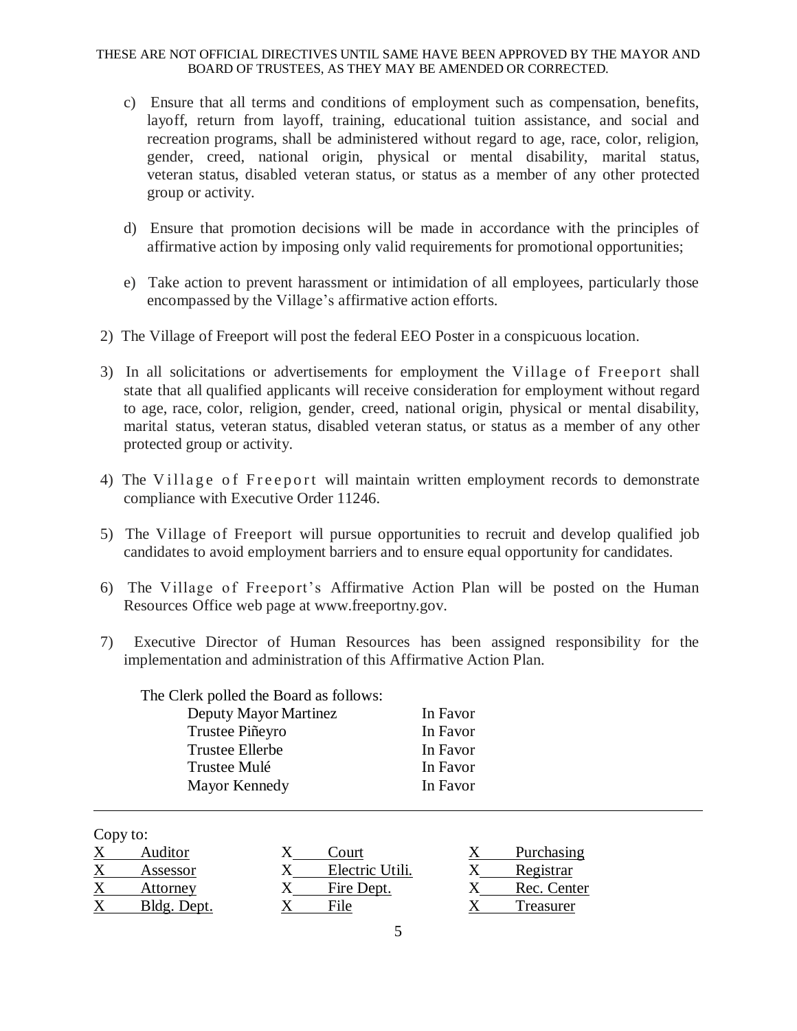THESE ARE NOT OFFICIAL DIRECTIVES UNTIL SAME HAVE BEEN APPROVED BY THE MAYOR AND BOARD OF TRUSTEES, AS THEY MAY BE AMENDED OR CORRECTED.

c) Ensure that all terms and conditions of employment such as compensation, benefits, layoff, return from layoff, training, educational tuition assistance, and social and recreation programs, shall be administered without regard to age, race, color, religion, gender, creed, national origin, physical or mental disability, marital status, veteran status, disabled veteran status, or status as a member of any other protected group or activity.

d) Ensure that promotion decisions will be made in accordance with the principles of affirmative action by imposing only valid requirements for promotional opportunities;

e) Take action to prevent harassment or intimidation of all employees, particularly those encompassed by the Village's affirmative action efforts.

2) The Village of Freeport will post the federal EEO Poster in a conspicuous location.

3) In all solicitations or advertisements for employment the Village of Freeport shall state that all qualified applicants will receive consideration for employment without regard to age, race, color, religion, gender, creed, national origin, physical or mental disability, marital status, veteran status, disabled veteran status, or status as a member of any other protected group or activity.

4) The Village of Freeport will maintain written employment records to demonstrate compliance with Executive Order 11246.

5) The Village of Freeport will pursue opportunities to recruit and develop qualified job candidates to avoid employment barriers and to ensure equal opportunity for candidates.

6) The Village of Freeport's Affirmative Action Plan will be posted on the Human Resources Office web page at www.freeportny.gov.

7) Executive Director of Human Resources has been assigned responsibility for the implementation and administration of this Affirmative Action Plan.

The Clerk polled the Board as follows:

| | |
|---|---|
| Deputy Mayor Martinez | In Favor |
| Trustee Piñeyro | In Favor |
| Trustee Ellerbe | In Favor |
| Trustee Mulé | In Favor |
| Mayor Kennedy | In Favor |

---

Copy to:

| | | | | | |
|---|---|---|---|---|---|
| X | Auditor | X | Court | X | Purchasing |
| X | Assessor | X | Electric Utili. | X | Registrar |
| X | Attorney | X | Fire Dept. | X | Rec. Center |
| X | Bldg. Dept. | X | File | X | Treasurer |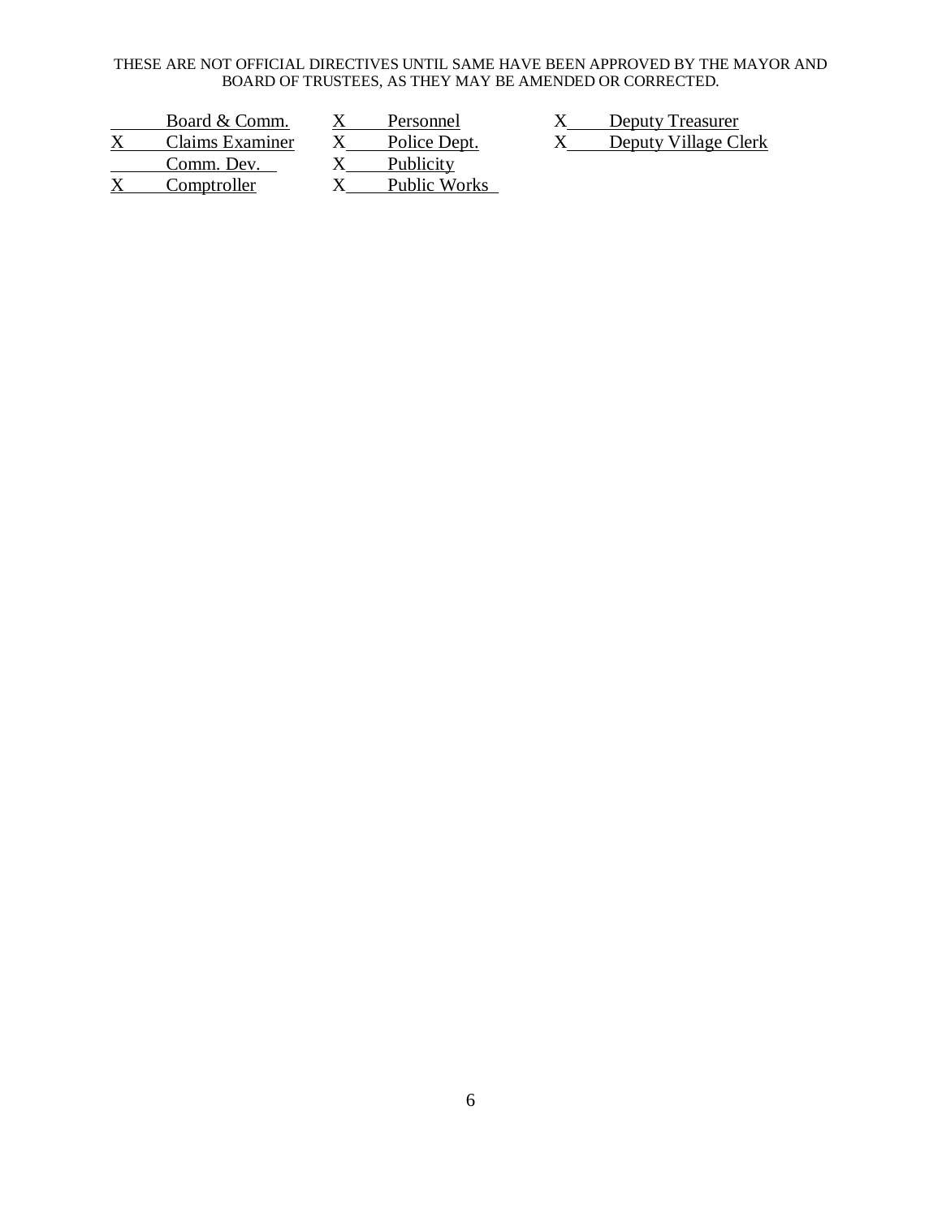| | | | | | |
|---|---|---|---|---|---|
| | Board & Comm. | X | Personnel | X | Deputy Treasurer |
| X | Claims Examiner | X | Police Dept. | X | Deputy Village Clerk |
| | Comm. Dev. | X | Publicity | | |
| X | Comptroller | X | Public Works | | |